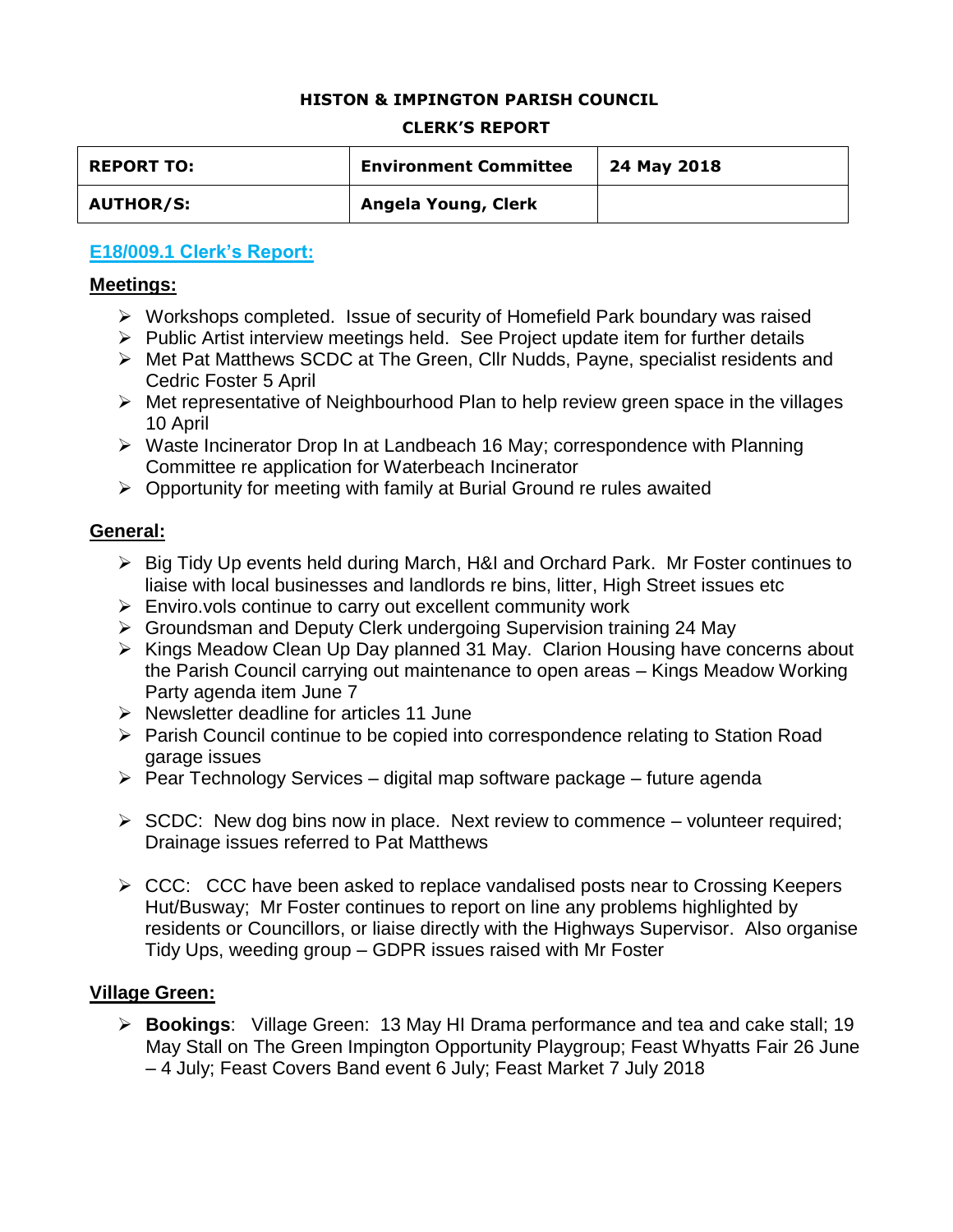**HISTON & IMPINGTON PARISH COUNCIL**

**CLERK'S REPORT**

| **REPORT TO:** | **Environment Committee** | **24 May 2018** |
|---|---|---|
| **AUTHOR/S:** | **Angela Young, Clerk** | |

## E18/009.1 Clerk's Report:

### Meetings:

- Workshops completed. Issue of security of Homefield Park boundary was raised
- Public Artist interview meetings held. See Project update item for further details
- Met Pat Matthews SCDC at The Green, Cllr Nudds, Payne, specialist residents and Cedric Foster 5 April
- Met representative of Neighbourhood Plan to help review green space in the villages 10 April
- Waste Incinerator Drop In at Landbeach 16 May; correspondence with Planning Committee re application for Waterbeach Incinerator
- Opportunity for meeting with family at Burial Ground re rules awaited

### General:

- Big Tidy Up events held during March, H&I and Orchard Park. Mr Foster continues to liaise with local businesses and landlords re bins, litter, High Street issues etc
- Enviro.vols continue to carry out excellent community work
- Groundsman and Deputy Clerk undergoing Supervision training 24 May
- Kings Meadow Clean Up Day planned 31 May. Clarion Housing have concerns about the Parish Council carrying out maintenance to open areas – Kings Meadow Working Party agenda item June 7
- Newsletter deadline for articles 11 June
- Parish Council continue to be copied into correspondence relating to Station Road garage issues
- Pear Technology Services – digital map software package – future agenda
- SCDC: New dog bins now in place. Next review to commence – volunteer required; Drainage issues referred to Pat Matthews
- CCC: CCC have been asked to replace vandalised posts near to Crossing Keepers Hut/Busway; Mr Foster continues to report on line any problems highlighted by residents or Councillors, or liaise directly with the Highways Supervisor. Also organise Tidy Ups, weeding group – GDPR issues raised with Mr Foster

### Village Green:

- **Bookings**: Village Green: 13 May HI Drama performance and tea and cake stall; 19 May Stall on The Green Impington Opportunity Playgroup; Feast Whyatts Fair 26 June – 4 July; Feast Covers Band event 6 July; Feast Market 7 July 2018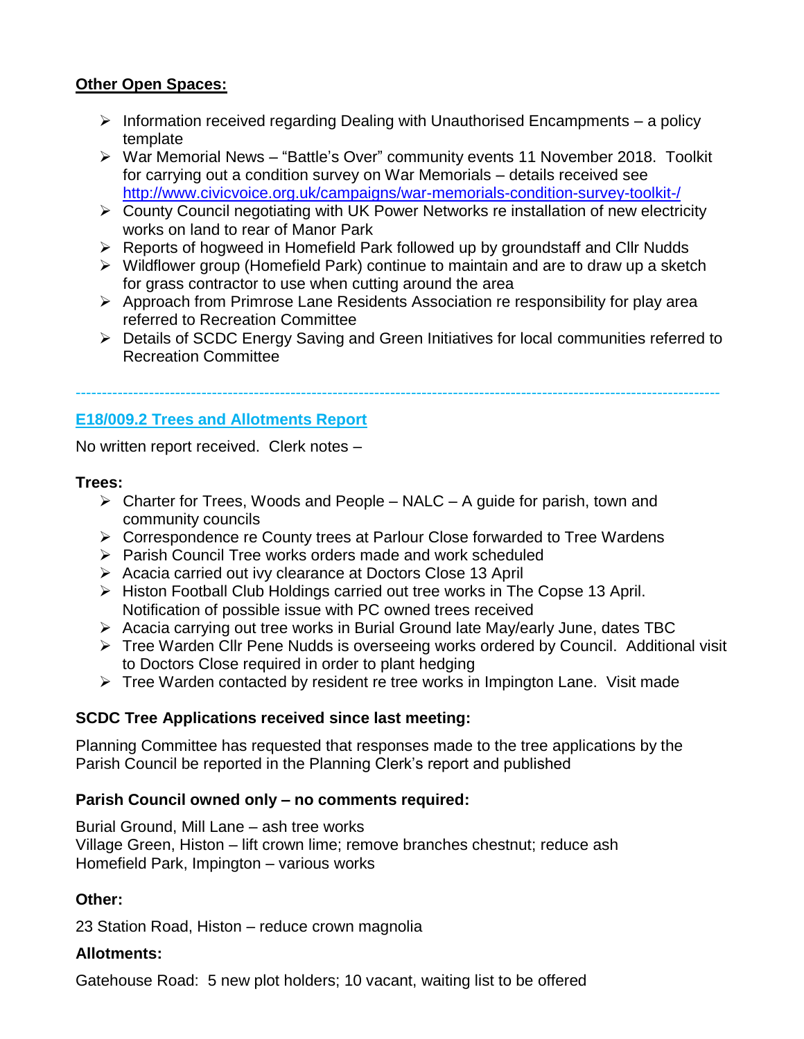**Other Open Spaces:**

- Information received regarding Dealing with Unauthorised Encampments – a policy template
- War Memorial News – "Battle's Over" community events 11 November 2018. Toolkit for carrying out a condition survey on War Memorials – details received see http://www.civicvoice.org.uk/campaigns/war-memorials-condition-survey-toolkit-/
- County Council negotiating with UK Power Networks re installation of new electricity works on land to rear of Manor Park
- Reports of hogweed in Homefield Park followed up by groundstaff and Cllr Nudds
- Wildflower group (Homefield Park) continue to maintain and are to draw up a sketch for grass contractor to use when cutting around the area
- Approach from Primrose Lane Residents Association re responsibility for play area referred to Recreation Committee
- Details of SCDC Energy Saving and Green Initiatives for local communities referred to Recreation Committee

---

## E18/009.2 Trees and Allotments Report

No written report received. Clerk notes –

**Trees:**

- Charter for Trees, Woods and People – NALC – A guide for parish, town and community councils
- Correspondence re County trees at Parlour Close forwarded to Tree Wardens
- Parish Council Tree works orders made and work scheduled
- Acacia carried out ivy clearance at Doctors Close 13 April
- Histon Football Club Holdings carried out tree works in The Copse 13 April. Notification of possible issue with PC owned trees received
- Acacia carrying out tree works in Burial Ground late May/early June, dates TBC
- Tree Warden Cllr Pene Nudds is overseeing works ordered by Council. Additional visit to Doctors Close required in order to plant hedging
- Tree Warden contacted by resident re tree works in Impington Lane. Visit made

**SCDC Tree Applications received since last meeting:**

Planning Committee has requested that responses made to the tree applications by the Parish Council be reported in the Planning Clerk's report and published

**Parish Council owned only – no comments required:**

Burial Ground, Mill Lane – ash tree works
Village Green, Histon – lift crown lime; remove branches chestnut; reduce ash
Homefield Park, Impington – various works

**Other:**

23 Station Road, Histon – reduce crown magnolia

**Allotments:**

Gatehouse Road: 5 new plot holders; 10 vacant, waiting list to be offered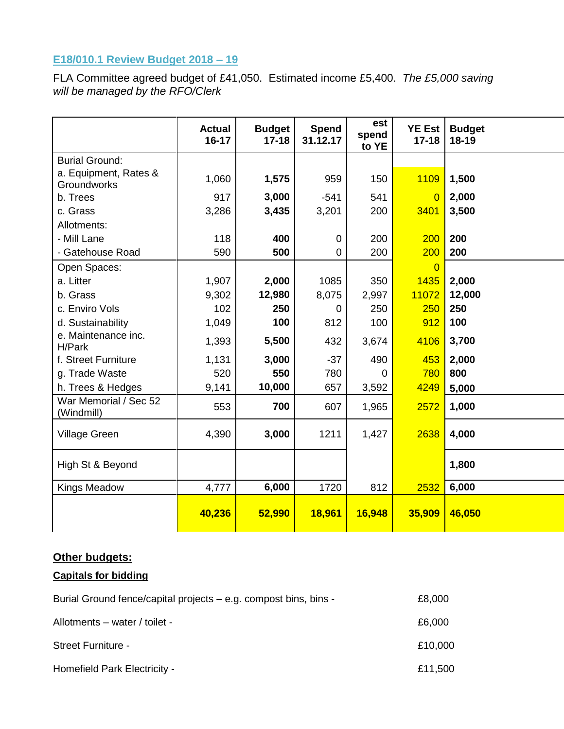## E18/010.1 Review Budget 2018 – 19

FLA Committee agreed budget of £41,050. Estimated income £5,400. *The £5,000 saving will be managed by the RFO/Clerk*

| | Actual 16-17 | Budget 17-18 | Spend 31.12.17 | est spend to YE | YE Est 17-18 | Budget 18-19 |
|---|---|---|---|---|---|---|
| Burial Ground: | | | | | | |
| a. Equipment, Rates & Groundworks | 1,060 | **1,575** | 959 | 150 | 1109 | **1,500** |
| b. Trees | 917 | **3,000** | -541 | 541 | 0 | **2,000** |
| c. Grass | 3,286 | **3,435** | 3,201 | 200 | 3401 | **3,500** |
| Allotments: | | | | | | |
| - Mill Lane | 118 | **400** | 0 | 200 | 200 | **200** |
| - Gatehouse Road | 590 | **500** | 0 | 200 | 200 | **200** |
| Open Spaces: | | | | | 0 | |
| a. Litter | 1,907 | **2,000** | 1085 | 350 | 1435 | **2,000** |
| b. Grass | 9,302 | **12,980** | 8,075 | 2,997 | 11072 | **12,000** |
| c. Enviro Vols | 102 | **250** | 0 | 250 | 250 | **250** |
| d. Sustainability | 1,049 | **100** | 812 | 100 | 912 | **100** |
| e. Maintenance inc. H/Park | 1,393 | **5,500** | 432 | 3,674 | 4106 | **3,700** |
| f. Street Furniture | 1,131 | **3,000** | -37 | 490 | 453 | **2,000** |
| g. Trade Waste | 520 | **550** | 780 | 0 | 780 | **800** |
| h. Trees & Hedges | 9,141 | **10,000** | 657 | 3,592 | 4249 | **5,000** |
| War Memorial / Sec 52 (Windmill) | 553 | **700** | 607 | 1,965 | 2572 | **1,000** |
| Village Green | 4,390 | **3,000** | 1211 | 1,427 | 2638 | **4,000** |
| High St & Beyond | | | | | | **1,800** |
| Kings Meadow | 4,777 | **6,000** | 1720 | 812 | 2532 | **6,000** |
| | **40,236** | **52,990** | **18,961** | **16,948** | **35,909** | **46,050** |

**Other budgets:**

**Capitals for bidding**

Burial Ground fence/capital projects – e.g. compost bins, bins - £8,000

Allotments – water / toilet - £6,000

Street Furniture - £10,000

Homefield Park Electricity - £11,500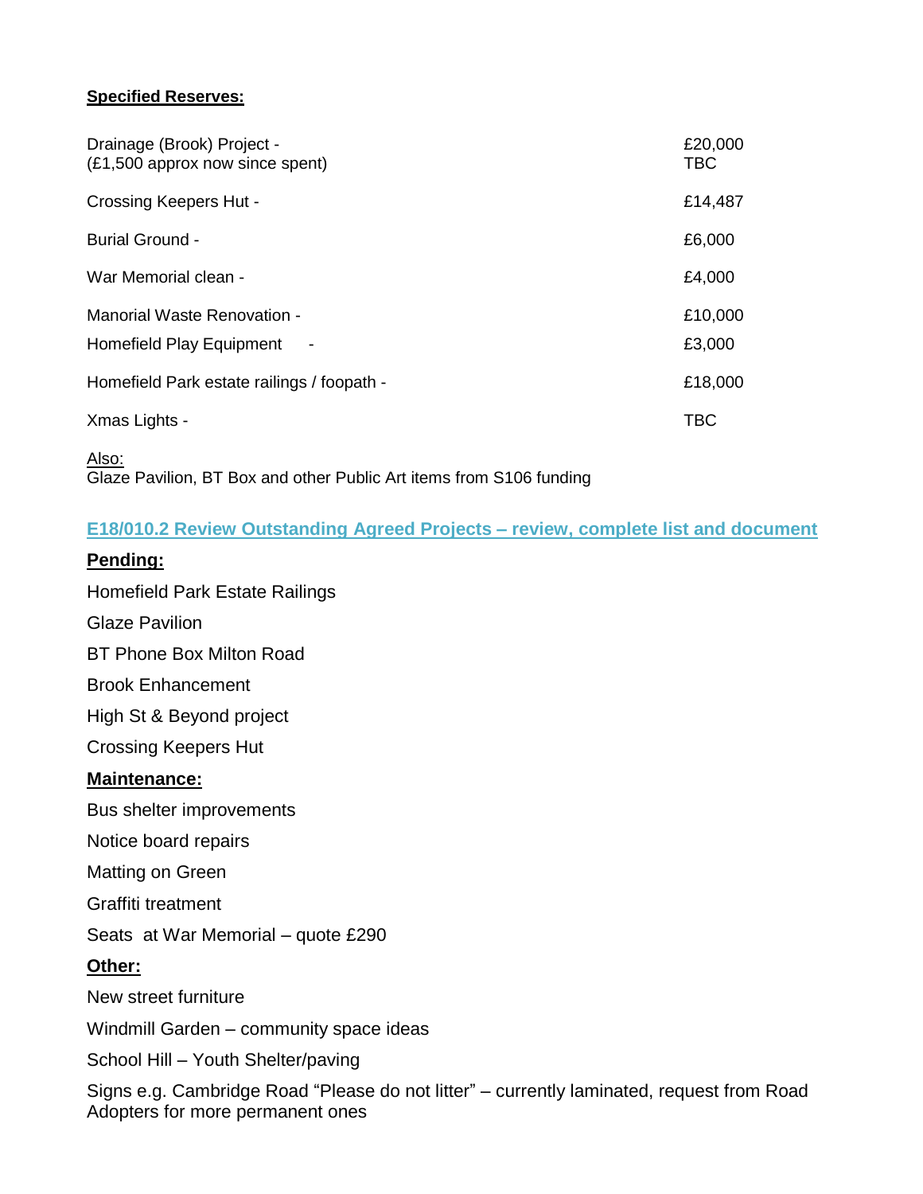**Specified Reserves:**

| | |
|---|---|
| Drainage (Brook) Project - (£1,500 approx now since spent) | £20,000 TBC |
| Crossing Keepers Hut - | £14,487 |
| Burial Ground - | £6,000 |
| War Memorial clean - | £4,000 |
| Manorial Waste Renovation - | £10,000 |
| Homefield Play Equipment - | £3,000 |
| Homefield Park estate railings / foopath - | £18,000 |
| Xmas Lights - | TBC |

Also:
Glaze Pavilion, BT Box and other Public Art items from S106 funding

## E18/010.2 Review Outstanding Agreed Projects – review, complete list and document

**Pending:**

Homefield Park Estate Railings

Glaze Pavilion

BT Phone Box Milton Road

Brook Enhancement

High St & Beyond project

Crossing Keepers Hut

**Maintenance:**

Bus shelter improvements

Notice board repairs

Matting on Green

Graffiti treatment

Seats at War Memorial – quote £290

**Other:**

New street furniture

Windmill Garden – community space ideas

School Hill – Youth Shelter/paving

Signs e.g. Cambridge Road "Please do not litter" – currently laminated, request from Road Adopters for more permanent ones